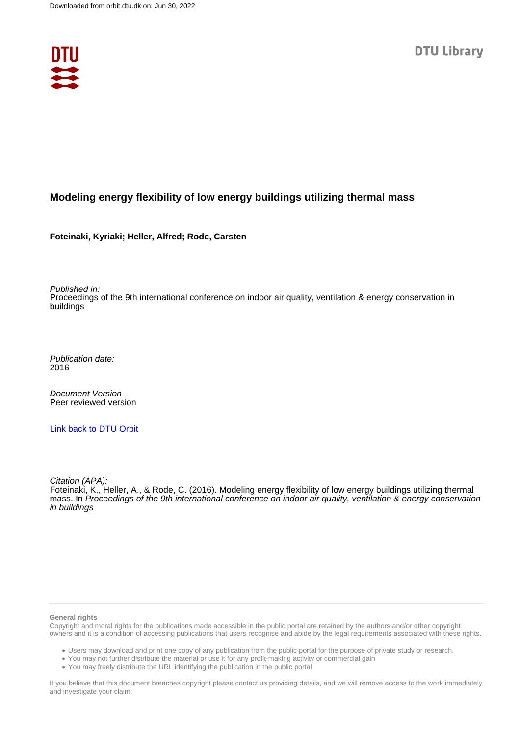Downloaded from orbit.dtu.dk on: Jun 30, 2022

DTU Library

# Modeling energy flexibility of low energy buildings utilizing thermal mass

**Foteinaki, Kyriaki; Heller, Alfred; Rode, Carsten**

*Published in:*
Proceedings of the 9th international conference on indoor air quality, ventilation & energy conservation in buildings

*Publication date:*
2016

*Document Version*
Peer reviewed version

Link back to DTU Orbit

*Citation (APA):*
Foteinaki, K., Heller, A., & Rode, C. (2016). Modeling energy flexibility of low energy buildings utilizing thermal mass. In *Proceedings of the 9th international conference on indoor air quality, ventilation & energy conservation in buildings*

**General rights**

Copyright and moral rights for the publications made accessible in the public portal are retained by the authors and/or other copyright owners and it is a condition of accessing publications that users recognise and abide by the legal requirements associated with these rights.

- Users may download and print one copy of any publication from the public portal for the purpose of private study or research.
- You may not further distribute the material or use it for any profit-making activity or commercial gain
- You may freely distribute the URL identifying the publication in the public portal

If you believe that this document breaches copyright please contact us providing details, and we will remove access to the work immediately and investigate your claim.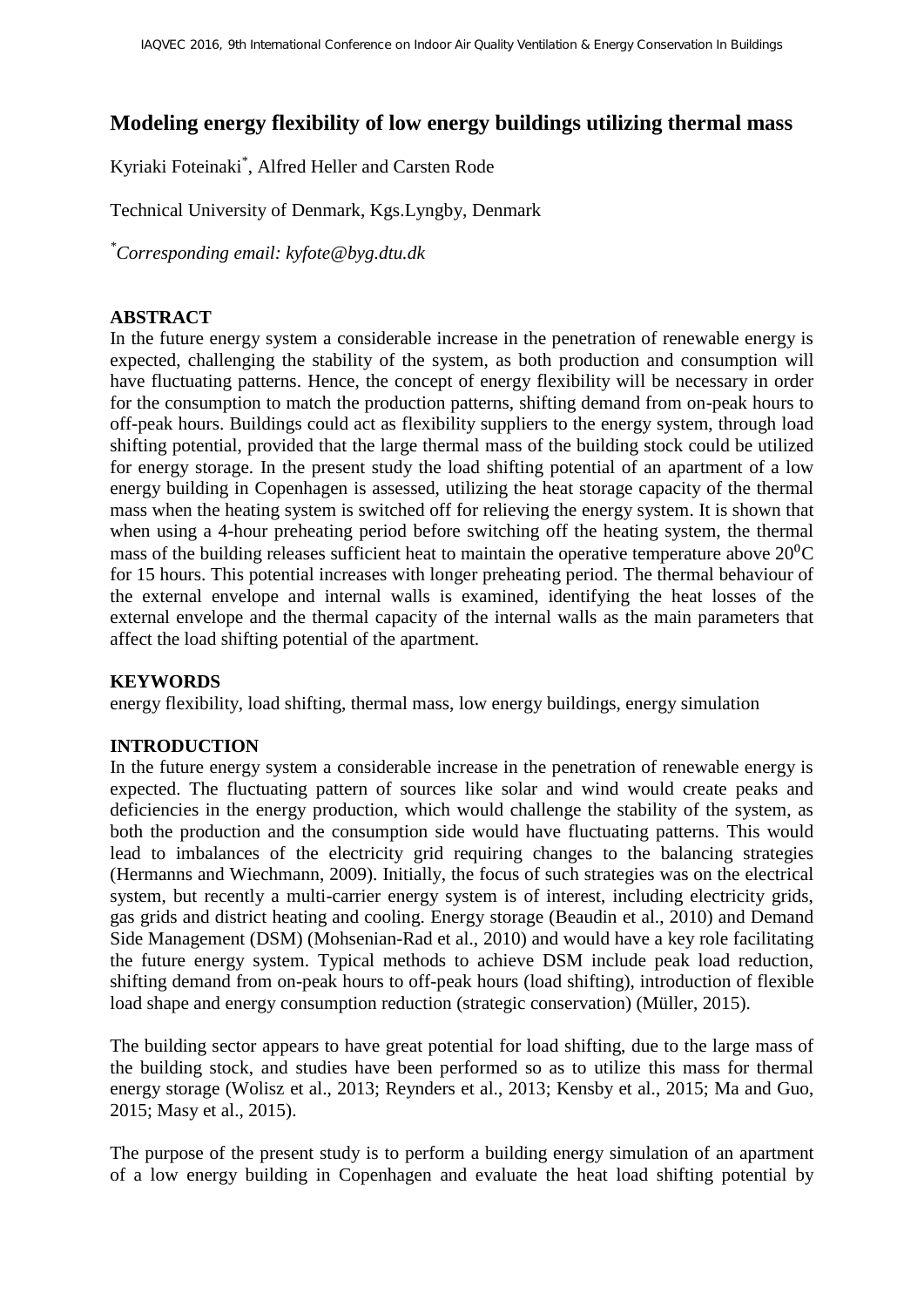# Modeling energy flexibility of low energy buildings utilizing thermal mass

Kyriaki Foteinaki*, Alfred Heller and Carsten Rode

Technical University of Denmark, Kgs.Lyngby, Denmark

*Corresponding email: kyfote@byg.dtu.dk*

## ABSTRACT

In the future energy system a considerable increase in the penetration of renewable energy is expected, challenging the stability of the system, as both production and consumption will have fluctuating patterns. Hence, the concept of energy flexibility will be necessary in order for the consumption to match the production patterns, shifting demand from on-peak hours to off-peak hours. Buildings could act as flexibility suppliers to the energy system, through load shifting potential, provided that the large thermal mass of the building stock could be utilized for energy storage. In the present study the load shifting potential of an apartment of a low energy building in Copenhagen is assessed, utilizing the heat storage capacity of the thermal mass when the heating system is switched off for relieving the energy system. It is shown that when using a 4-hour preheating period before switching off the heating system, the thermal mass of the building releases sufficient heat to maintain the operative temperature above $20^0$C for 15 hours. This potential increases with longer preheating period. The thermal behaviour of the external envelope and internal walls is examined, identifying the heat losses of the external envelope and the thermal capacity of the internal walls as the main parameters that affect the load shifting potential of the apartment.

## KEYWORDS

energy flexibility, load shifting, thermal mass, low energy buildings, energy simulation

## INTRODUCTION

In the future energy system a considerable increase in the penetration of renewable energy is expected. The fluctuating pattern of sources like solar and wind would create peaks and deficiencies in the energy production, which would challenge the stability of the system, as both the production and the consumption side would have fluctuating patterns. This would lead to imbalances of the electricity grid requiring changes to the balancing strategies (Hermanns and Wiechmann, 2009). Initially, the focus of such strategies was on the electrical system, but recently a multi-carrier energy system is of interest, including electricity grids, gas grids and district heating and cooling. Energy storage (Beaudin et al., 2010) and Demand Side Management (DSM) (Mohsenian-Rad et al., 2010) and would have a key role facilitating the future energy system. Typical methods to achieve DSM include peak load reduction, shifting demand from on-peak hours to off-peak hours (load shifting), introduction of flexible load shape and energy consumption reduction (strategic conservation) (Müller, 2015).

The building sector appears to have great potential for load shifting, due to the large mass of the building stock, and studies have been performed so as to utilize this mass for thermal energy storage (Wolisz et al., 2013; Reynders et al., 2013; Kensby et al., 2015; Ma and Guo, 2015; Masy et al., 2015).

The purpose of the present study is to perform a building energy simulation of an apartment of a low energy building in Copenhagen and evaluate the heat load shifting potential by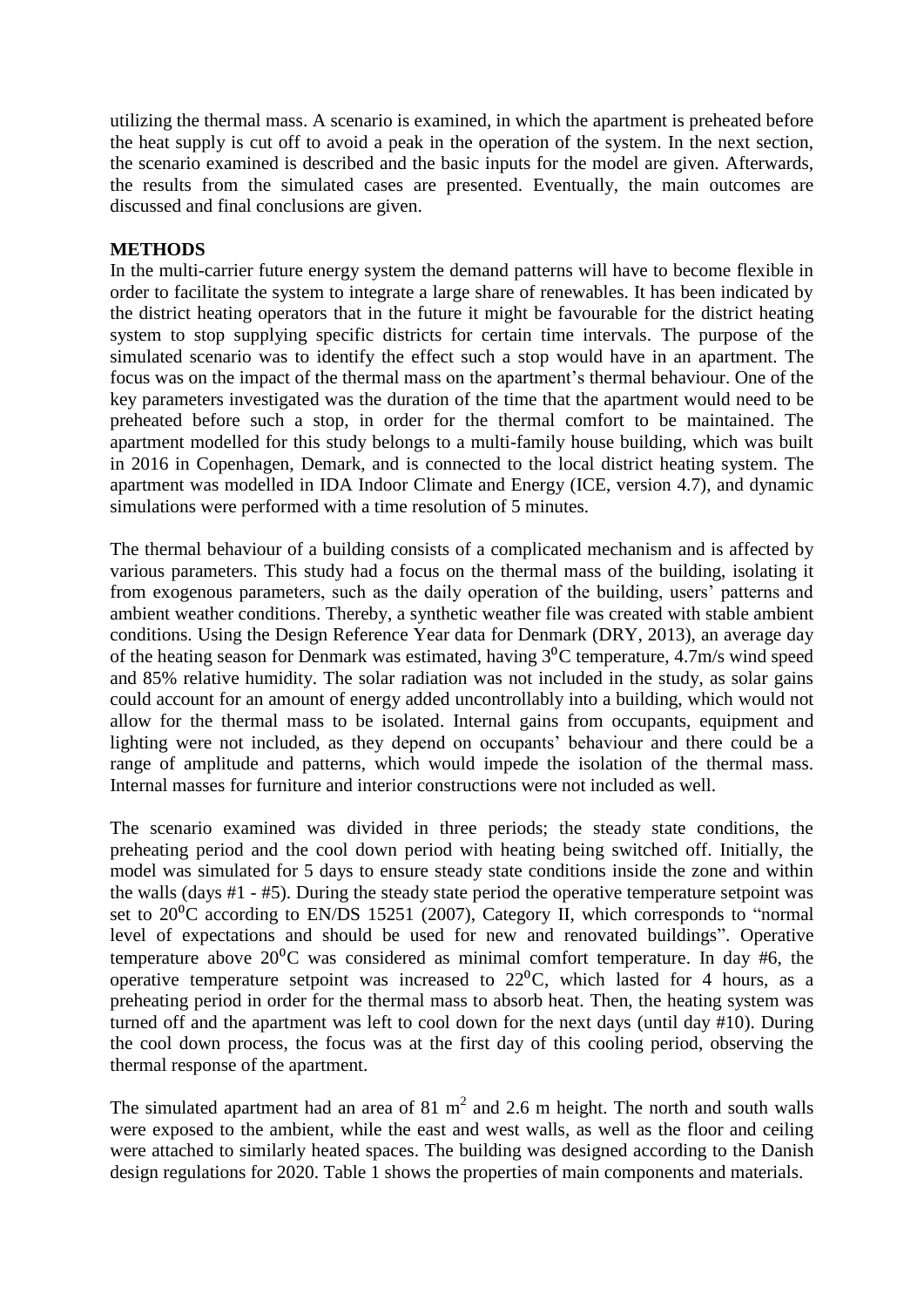utilizing the thermal mass. A scenario is examined, in which the apartment is preheated before the heat supply is cut off to avoid a peak in the operation of the system. In the next section, the scenario examined is described and the basic inputs for the model are given. Afterwards, the results from the simulated cases are presented. Eventually, the main outcomes are discussed and final conclusions are given.

## METHODS

In the multi-carrier future energy system the demand patterns will have to become flexible in order to facilitate the system to integrate a large share of renewables. It has been indicated by the district heating operators that in the future it might be favourable for the district heating system to stop supplying specific districts for certain time intervals. The purpose of the simulated scenario was to identify the effect such a stop would have in an apartment. The focus was on the impact of the thermal mass on the apartment's thermal behaviour. One of the key parameters investigated was the duration of the time that the apartment would need to be preheated before such a stop, in order for the thermal comfort to be maintained. The apartment modelled for this study belongs to a multi-family house building, which was built in 2016 in Copenhagen, Demark, and is connected to the local district heating system. The apartment was modelled in IDA Indoor Climate and Energy (ICE, version 4.7), and dynamic simulations were performed with a time resolution of 5 minutes.

The thermal behaviour of a building consists of a complicated mechanism and is affected by various parameters. This study had a focus on the thermal mass of the building, isolating it from exogenous parameters, such as the daily operation of the building, users' patterns and ambient weather conditions. Thereby, a synthetic weather file was created with stable ambient conditions. Using the Design Reference Year data for Denmark (DRY, 2013), an average day of the heating season for Denmark was estimated, having $3^0$C temperature, 4.7m/s wind speed and 85% relative humidity. The solar radiation was not included in the study, as solar gains could account for an amount of energy added uncontrollably into a building, which would not allow for the thermal mass to be isolated. Internal gains from occupants, equipment and lighting were not included, as they depend on occupants' behaviour and there could be a range of amplitude and patterns, which would impede the isolation of the thermal mass. Internal masses for furniture and interior constructions were not included as well.

The scenario examined was divided in three periods; the steady state conditions, the preheating period and the cool down period with heating being switched off. Initially, the model was simulated for 5 days to ensure steady state conditions inside the zone and within the walls (days #1 - #5). During the steady state period the operative temperature setpoint was set to $20^0$C according to EN/DS 15251 (2007), Category II, which corresponds to "normal level of expectations and should be used for new and renovated buildings". Operative temperature above $20^0$C was considered as minimal comfort temperature. In day #6, the operative temperature setpoint was increased to $22^0$C, which lasted for 4 hours, as a preheating period in order for the thermal mass to absorb heat. Then, the heating system was turned off and the apartment was left to cool down for the next days (until day #10). During the cool down process, the focus was at the first day of this cooling period, observing the thermal response of the apartment.

The simulated apartment had an area of 81 $m^2$ and 2.6 m height. The north and south walls were exposed to the ambient, while the east and west walls, as well as the floor and ceiling were attached to similarly heated spaces. The building was designed according to the Danish design regulations for 2020. Table 1 shows the properties of main components and materials.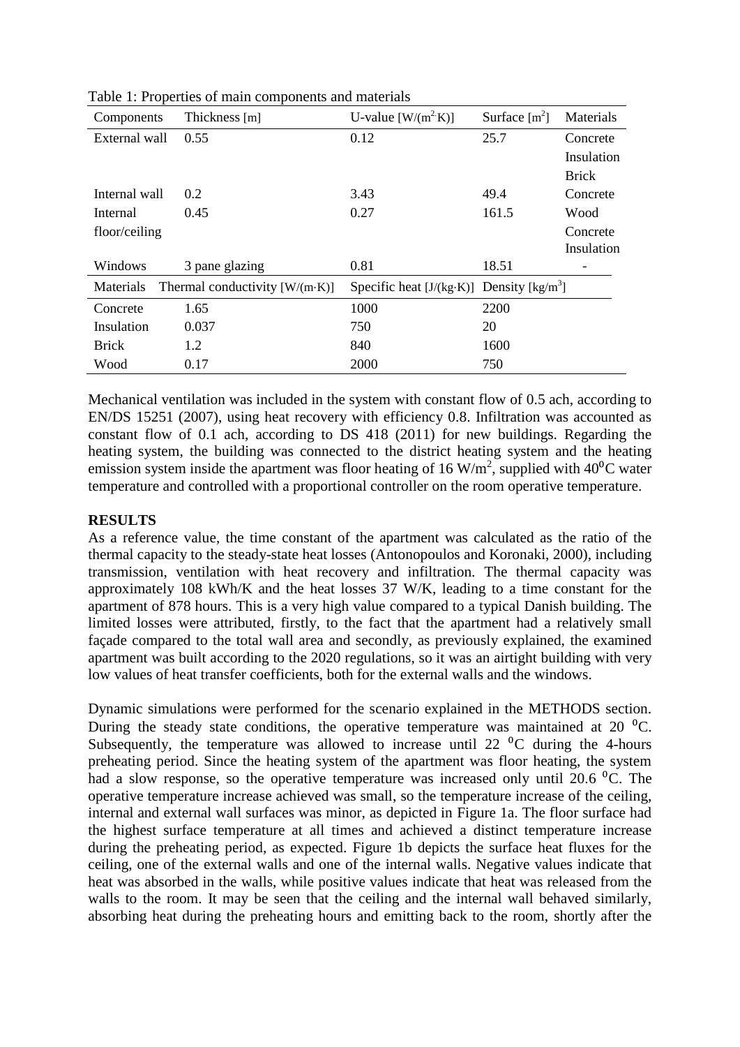Table 1: Properties of main components and materials

| Components | Thickness [m] | U-value [W/(m$^2$K)] | Surface [m$^2$] | Materials |
|---|---|---|---|---|
| External wall | 0.55 | 0.12 | 25.7 | Concrete<br>Insulation<br>Brick |
| Internal wall | 0.2 | 3.43 | 49.4 | Concrete |
| Internal floor/ceiling | 0.45 | 0.27 | 161.5 | Wood<br>Concrete<br>Insulation |
| Windows | 3 pane glazing | 0.81 | 18.51 | - |
| **Materials** | **Thermal conductivity [W/(m·K)]** | **Specific heat [J/(kg·K)]** | **Density [kg/m$^3$]** | |
| Concrete | 1.65 | 1000 | 2200 | |
| Insulation | 0.037 | 750 | 20 | |
| Brick | 1.2 | 840 | 1600 | |
| Wood | 0.17 | 2000 | 750 | |

Mechanical ventilation was included in the system with constant flow of 0.5 ach, according to EN/DS 15251 (2007), using heat recovery with efficiency 0.8. Infiltration was accounted as constant flow of 0.1 ach, according to DS 418 (2011) for new buildings. Regarding the heating system, the building was connected to the district heating system and the heating emission system inside the apartment was floor heating of 16 W/m$^2$, supplied with 40$^0$C water temperature and controlled with a proportional controller on the room operative temperature.

## RESULTS

As a reference value, the time constant of the apartment was calculated as the ratio of the thermal capacity to the steady-state heat losses (Antonopoulos and Koronaki, 2000), including transmission, ventilation with heat recovery and infiltration. The thermal capacity was approximately 108 kWh/K and the heat losses 37 W/K, leading to a time constant for the apartment of 878 hours. This is a very high value compared to a typical Danish building. The limited losses were attributed, firstly, to the fact that the apartment had a relatively small façade compared to the total wall area and secondly, as previously explained, the examined apartment was built according to the 2020 regulations, so it was an airtight building with very low values of heat transfer coefficients, both for the external walls and the windows.

Dynamic simulations were performed for the scenario explained in the METHODS section. During the steady state conditions, the operative temperature was maintained at 20 $^0$C. Subsequently, the temperature was allowed to increase until 22 $^0$C during the 4-hours preheating period. Since the heating system of the apartment was floor heating, the system had a slow response, so the operative temperature was increased only until 20.6 $^0$C. The operative temperature increase achieved was small, so the temperature increase of the ceiling, internal and external wall surfaces was minor, as depicted in Figure 1a. The floor surface had the highest surface temperature at all times and achieved a distinct temperature increase during the preheating period, as expected. Figure 1b depicts the surface heat fluxes for the ceiling, one of the external walls and one of the internal walls. Negative values indicate that heat was absorbed in the walls, while positive values indicate that heat was released from the walls to the room. It may be seen that the ceiling and the internal wall behaved similarly, absorbing heat during the preheating hours and emitting back to the room, shortly after the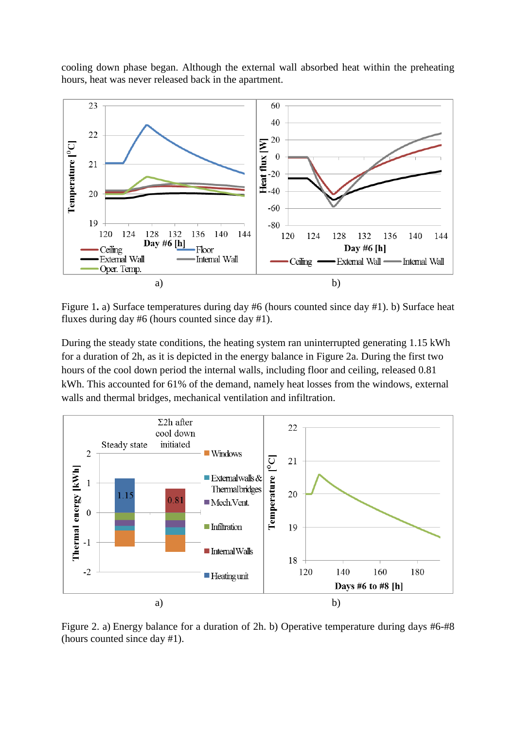cooling down phase began. Although the external wall absorbed heat within the preheating hours, heat was never released back in the apartment.

Figure 1. a) Surface temperatures during day #6 (hours counted since day #1). b) Surface heat fluxes during day #6 (hours counted since day #1).

During the steady state conditions, the heating system ran uninterrupted generating 1.15 kWh for a duration of 2h, as it is depicted in the energy balance in Figure 2a. During the first two hours of the cool down period the internal walls, including floor and ceiling, released 0.81 kWh. This accounted for 61% of the demand, namely heat losses from the windows, external walls and thermal bridges, mechanical ventilation and infiltration.

Figure 2. a) Energy balance for a duration of 2h. b) Operative temperature during days #6-#8 (hours counted since day #1).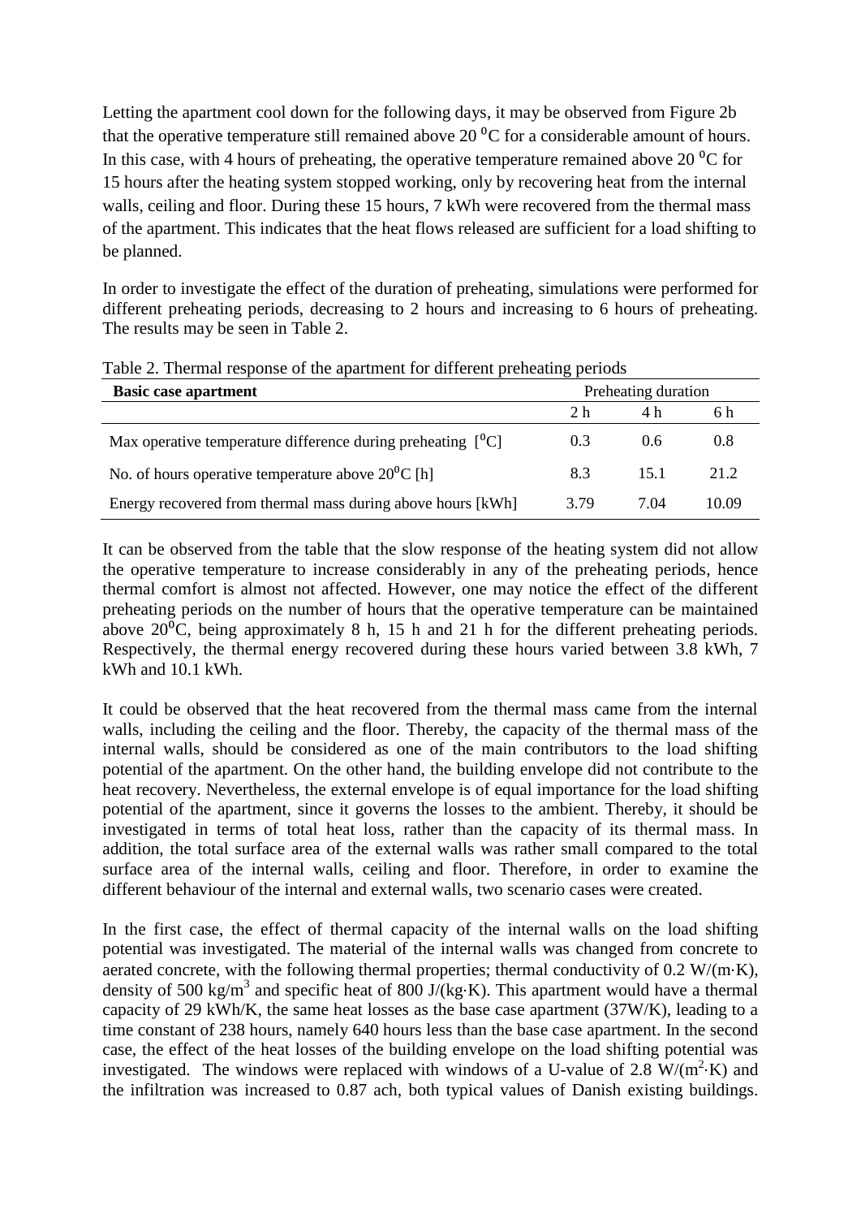Letting the apartment cool down for the following days, it may be observed from Figure 2b that the operative temperature still remained above 20 $^0$C for a considerable amount of hours. In this case, with 4 hours of preheating, the operative temperature remained above 20 $^0$C for 15 hours after the heating system stopped working, only by recovering heat from the internal walls, ceiling and floor. During these 15 hours, 7 kWh were recovered from the thermal mass of the apartment. This indicates that the heat flows released are sufficient for a load shifting to be planned.

In order to investigate the effect of the duration of preheating, simulations were performed for different preheating periods, decreasing to 2 hours and increasing to 6 hours of preheating. The results may be seen in Table 2.

Table 2. Thermal response of the apartment for different preheating periods

| Basic case apartment | Preheating duration | | |
|---|---|---|---|
| | 2 h | 4 h | 6 h |
| Max operative temperature difference during preheating [$^0$C] | 0.3 | 0.6 | 0.8 |
| No. of hours operative temperature above 20$^0$C [h] | 8.3 | 15.1 | 21.2 |
| Energy recovered from thermal mass during above hours [kWh] | 3.79 | 7.04 | 10.09 |

It can be observed from the table that the slow response of the heating system did not allow the operative temperature to increase considerably in any of the preheating periods, hence thermal comfort is almost not affected. However, one may notice the effect of the different preheating periods on the number of hours that the operative temperature can be maintained above 20$^0$C, being approximately 8 h, 15 h and 21 h for the different preheating periods. Respectively, the thermal energy recovered during these hours varied between 3.8 kWh, 7 kWh and 10.1 kWh.

It could be observed that the heat recovered from the thermal mass came from the internal walls, including the ceiling and the floor. Thereby, the capacity of the thermal mass of the internal walls, should be considered as one of the main contributors to the load shifting potential of the apartment. On the other hand, the building envelope did not contribute to the heat recovery. Nevertheless, the external envelope is of equal importance for the load shifting potential of the apartment, since it governs the losses to the ambient. Thereby, it should be investigated in terms of total heat loss, rather than the capacity of its thermal mass. In addition, the total surface area of the external walls was rather small compared to the total surface area of the internal walls, ceiling and floor. Therefore, in order to examine the different behaviour of the internal and external walls, two scenario cases were created.

In the first case, the effect of thermal capacity of the internal walls on the load shifting potential was investigated. The material of the internal walls was changed from concrete to aerated concrete, with the following thermal properties; thermal conductivity of 0.2 W/(m·K), density of 500 kg/m$^3$ and specific heat of 800 J/(kg·K). This apartment would have a thermal capacity of 29 kWh/K, the same heat losses as the base case apartment (37W/K), leading to a time constant of 238 hours, namely 640 hours less than the base case apartment. In the second case, the effect of the heat losses of the building envelope on the load shifting potential was investigated. The windows were replaced with windows of a U-value of 2.8 W/(m$^2$·K) and the infiltration was increased to 0.87 ach, both typical values of Danish existing buildings.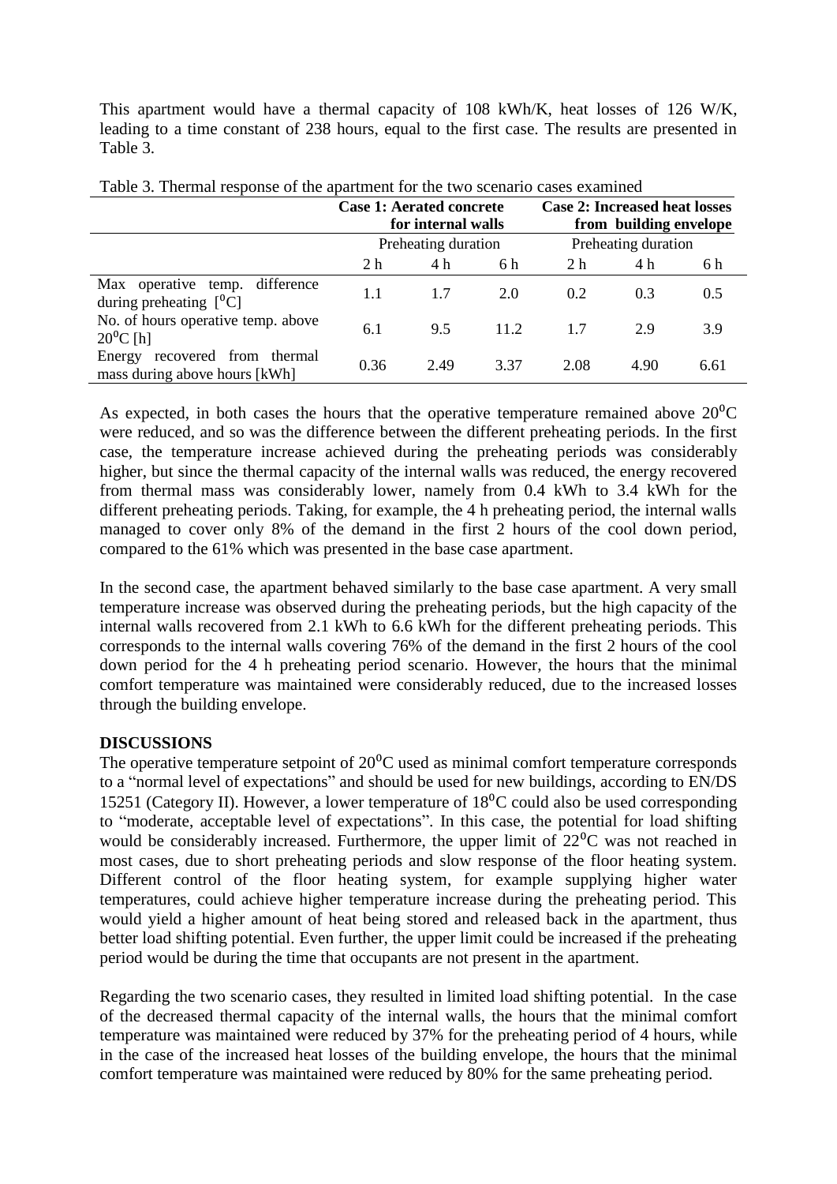This apartment would have a thermal capacity of 108 kWh/K, heat losses of 126 W/K, leading to a time constant of 238 hours, equal to the first case. The results are presented in Table 3.

Table 3. Thermal response of the apartment for the two scenario cases examined

| | **Case 1: Aerated concrete for internal walls** | | | **Case 2: Increased heat losses from building envelope** | | |
|---|---|---|---|---|---|---|
| | Preheating duration | | | Preheating duration | | |
| | 2 h | 4 h | 6 h | 2 h | 4 h | 6 h |
| Max operative temp. difference during preheating [$^0$C] | 1.1 | 1.7 | 2.0 | 0.2 | 0.3 | 0.5 |
| No. of hours operative temp. above 20$^0$C [h] | 6.1 | 9.5 | 11.2 | 1.7 | 2.9 | 3.9 |
| Energy recovered from thermal mass during above hours [kWh] | 0.36 | 2.49 | 3.37 | 2.08 | 4.90 | 6.61 |

As expected, in both cases the hours that the operative temperature remained above 20$^0$C were reduced, and so was the difference between the different preheating periods. In the first case, the temperature increase achieved during the preheating periods was considerably higher, but since the thermal capacity of the internal walls was reduced, the energy recovered from thermal mass was considerably lower, namely from 0.4 kWh to 3.4 kWh for the different preheating periods. Taking, for example, the 4 h preheating period, the internal walls managed to cover only 8% of the demand in the first 2 hours of the cool down period, compared to the 61% which was presented in the base case apartment.

In the second case, the apartment behaved similarly to the base case apartment. A very small temperature increase was observed during the preheating periods, but the high capacity of the internal walls recovered from 2.1 kWh to 6.6 kWh for the different preheating periods. This corresponds to the internal walls covering 76% of the demand in the first 2 hours of the cool down period for the 4 h preheating period scenario. However, the hours that the minimal comfort temperature was maintained were considerably reduced, due to the increased losses through the building envelope.

## DISCUSSIONS

The operative temperature setpoint of 20$^0$C used as minimal comfort temperature corresponds to a "normal level of expectations" and should be used for new buildings, according to EN/DS 15251 (Category II). However, a lower temperature of 18$^0$C could also be used corresponding to "moderate, acceptable level of expectations". In this case, the potential for load shifting would be considerably increased. Furthermore, the upper limit of 22$^0$C was not reached in most cases, due to short preheating periods and slow response of the floor heating system. Different control of the floor heating system, for example supplying higher water temperatures, could achieve higher temperature increase during the preheating period. This would yield a higher amount of heat being stored and released back in the apartment, thus better load shifting potential. Even further, the upper limit could be increased if the preheating period would be during the time that occupants are not present in the apartment.

Regarding the two scenario cases, they resulted in limited load shifting potential. In the case of the decreased thermal capacity of the internal walls, the hours that the minimal comfort temperature was maintained were reduced by 37% for the preheating period of 4 hours, while in the case of the increased heat losses of the building envelope, the hours that the minimal comfort temperature was maintained were reduced by 80% for the same preheating period.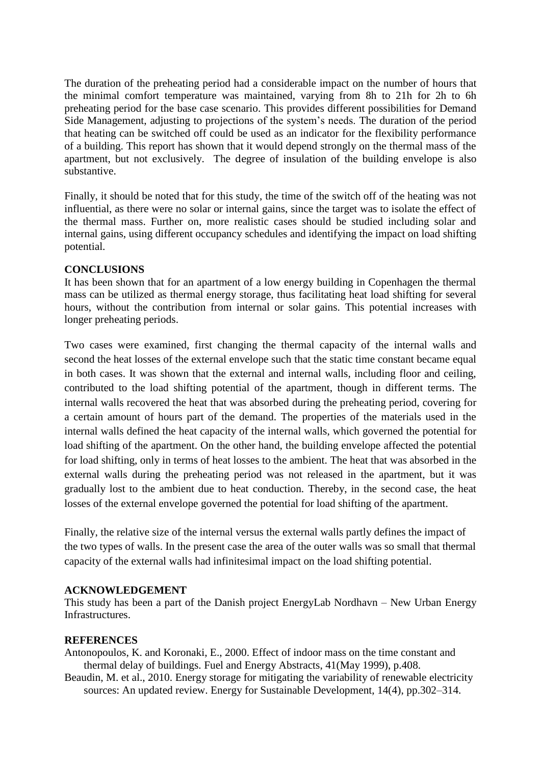The duration of the preheating period had a considerable impact on the number of hours that the minimal comfort temperature was maintained, varying from 8h to 21h for 2h to 6h preheating period for the base case scenario. This provides different possibilities for Demand Side Management, adjusting to projections of the system's needs. The duration of the period that heating can be switched off could be used as an indicator for the flexibility performance of a building. This report has shown that it would depend strongly on the thermal mass of the apartment, but not exclusively. The degree of insulation of the building envelope is also substantive.

Finally, it should be noted that for this study, the time of the switch off of the heating was not influential, as there were no solar or internal gains, since the target was to isolate the effect of the thermal mass. Further on, more realistic cases should be studied including solar and internal gains, using different occupancy schedules and identifying the impact on load shifting potential.

## CONCLUSIONS

It has been shown that for an apartment of a low energy building in Copenhagen the thermal mass can be utilized as thermal energy storage, thus facilitating heat load shifting for several hours, without the contribution from internal or solar gains. This potential increases with longer preheating periods.

Two cases were examined, first changing the thermal capacity of the internal walls and second the heat losses of the external envelope such that the static time constant became equal in both cases. It was shown that the external and internal walls, including floor and ceiling, contributed to the load shifting potential of the apartment, though in different terms. The internal walls recovered the heat that was absorbed during the preheating period, covering for a certain amount of hours part of the demand. The properties of the materials used in the internal walls defined the heat capacity of the internal walls, which governed the potential for load shifting of the apartment. On the other hand, the building envelope affected the potential for load shifting, only in terms of heat losses to the ambient. The heat that was absorbed in the external walls during the preheating period was not released in the apartment, but it was gradually lost to the ambient due to heat conduction. Thereby, in the second case, the heat losses of the external envelope governed the potential for load shifting of the apartment.

Finally, the relative size of the internal versus the external walls partly defines the impact of the two types of walls. In the present case the area of the outer walls was so small that thermal capacity of the external walls had infinitesimal impact on the load shifting potential.

## ACKNOWLEDGEMENT

This study has been a part of the Danish project EnergyLab Nordhavn – New Urban Energy Infrastructures.

## REFERENCES

Antonopoulos, K. and Koronaki, E., 2000. Effect of indoor mass on the time constant and thermal delay of buildings. Fuel and Energy Abstracts, 41(May 1999), p.408.

Beaudin, M. et al., 2010. Energy storage for mitigating the variability of renewable electricity sources: An updated review. Energy for Sustainable Development, 14(4), pp.302–314.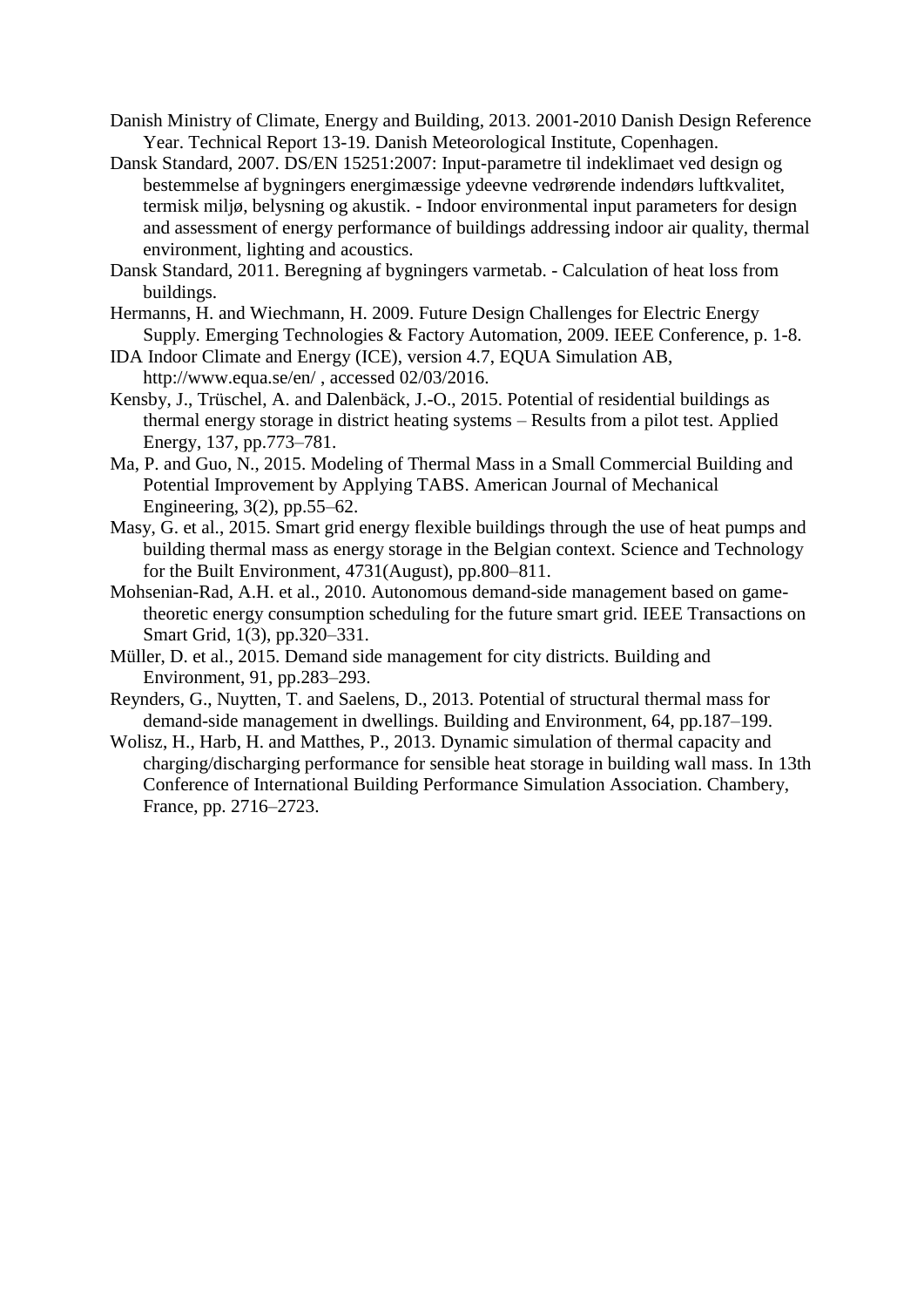Danish Ministry of Climate, Energy and Building, 2013. 2001-2010 Danish Design Reference Year. Technical Report 13-19. Danish Meteorological Institute, Copenhagen.

Dansk Standard, 2007. DS/EN 15251:2007: Input-parametre til indeklimaet ved design og bestemmelse af bygningers energimæssige ydeevne vedrørende indendørs luftkvalitet, termisk miljø, belysning og akustik. - Indoor environmental input parameters for design and assessment of energy performance of buildings addressing indoor air quality, thermal environment, lighting and acoustics.

Dansk Standard, 2011. Beregning af bygningers varmetab. - Calculation of heat loss from buildings.

Hermanns, H. and Wiechmann, H. 2009. Future Design Challenges for Electric Energy Supply. Emerging Technologies & Factory Automation, 2009. IEEE Conference, p. 1-8.

IDA Indoor Climate and Energy (ICE), version 4.7, EQUA Simulation AB, http://www.equa.se/en/ , accessed 02/03/2016.

Kensby, J., Trüschel, A. and Dalenbäck, J.-O., 2015. Potential of residential buildings as thermal energy storage in district heating systems – Results from a pilot test. Applied Energy, 137, pp.773–781.

Ma, P. and Guo, N., 2015. Modeling of Thermal Mass in a Small Commercial Building and Potential Improvement by Applying TABS. American Journal of Mechanical Engineering, 3(2), pp.55–62.

Masy, G. et al., 2015. Smart grid energy flexible buildings through the use of heat pumps and building thermal mass as energy storage in the Belgian context. Science and Technology for the Built Environment, 4731(August), pp.800–811.

Mohsenian-Rad, A.H. et al., 2010. Autonomous demand-side management based on game-theoretic energy consumption scheduling for the future smart grid. IEEE Transactions on Smart Grid, 1(3), pp.320–331.

Müller, D. et al., 2015. Demand side management for city districts. Building and Environment, 91, pp.283–293.

Reynders, G., Nuytten, T. and Saelens, D., 2013. Potential of structural thermal mass for demand-side management in dwellings. Building and Environment, 64, pp.187–199.

Wolisz, H., Harb, H. and Matthes, P., 2013. Dynamic simulation of thermal capacity and charging/discharging performance for sensible heat storage in building wall mass. In 13th Conference of International Building Performance Simulation Association. Chambery, France, pp. 2716–2723.